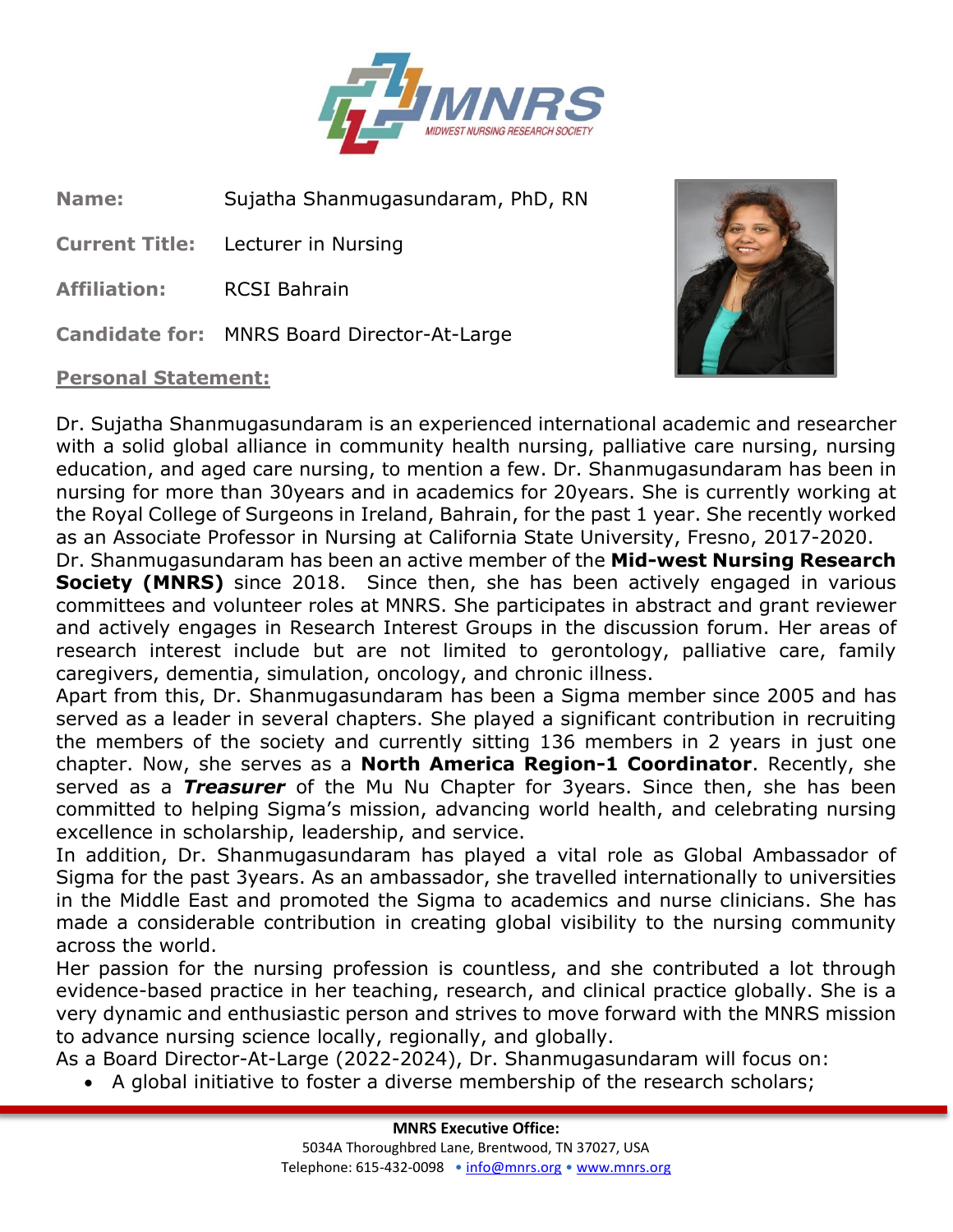**Name:** Sujatha Shanmugasundaram, PhD, RN

**Current Title:** Lecturer in Nursing

**Affiliation:** RCSI Bahrain

**Candidate for:** MNRS Board Director-At-Large

**Personal Statement:**

Dr. Sujatha Shanmugasundaram is an experienced international academic and researcher with a solid global alliance in community health nursing, palliative care nursing, nursing education, and aged care nursing, to mention a few. Dr. Shanmugasundaram has been in nursing for more than 30years and in academics for 20years. She is currently working at the Royal College of Surgeons in Ireland, Bahrain, for the past 1 year. She recently worked as an Associate Professor in Nursing at California State University, Fresno, 2017-2020.

Dr. Shanmugasundaram has been an active member of the **Mid-west Nursing Research Society (MNRS)** since 2018. Since then, she has been actively engaged in various committees and volunteer roles at MNRS. She participates in abstract and grant reviewer and actively engages in Research Interest Groups in the discussion forum. Her areas of research interest include but are not limited to gerontology, palliative care, family caregivers, dementia, simulation, oncology, and chronic illness.

Apart from this, Dr. Shanmugasundaram has been a Sigma member since 2005 and has served as a leader in several chapters. She played a significant contribution in recruiting the members of the society and currently sitting 136 members in 2 years in just one chapter. Now, she serves as a **North America Region-1 Coordinator**. Recently, she served as a ***Treasurer*** of the Mu Nu Chapter for 3years. Since then, she has been committed to helping Sigma's mission, advancing world health, and celebrating nursing excellence in scholarship, leadership, and service.

In addition, Dr. Shanmugasundaram has played a vital role as Global Ambassador of Sigma for the past 3years. As an ambassador, she travelled internationally to universities in the Middle East and promoted the Sigma to academics and nurse clinicians. She has made a considerable contribution in creating global visibility to the nursing community across the world.

Her passion for the nursing profession is countless, and she contributed a lot through evidence-based practice in her teaching, research, and clinical practice globally. She is a very dynamic and enthusiastic person and strives to move forward with the MNRS mission to advance nursing science locally, regionally, and globally.

As a Board Director-At-Large (2022-2024), Dr. Shanmugasundaram will focus on:

- A global initiative to foster a diverse membership of the research scholars;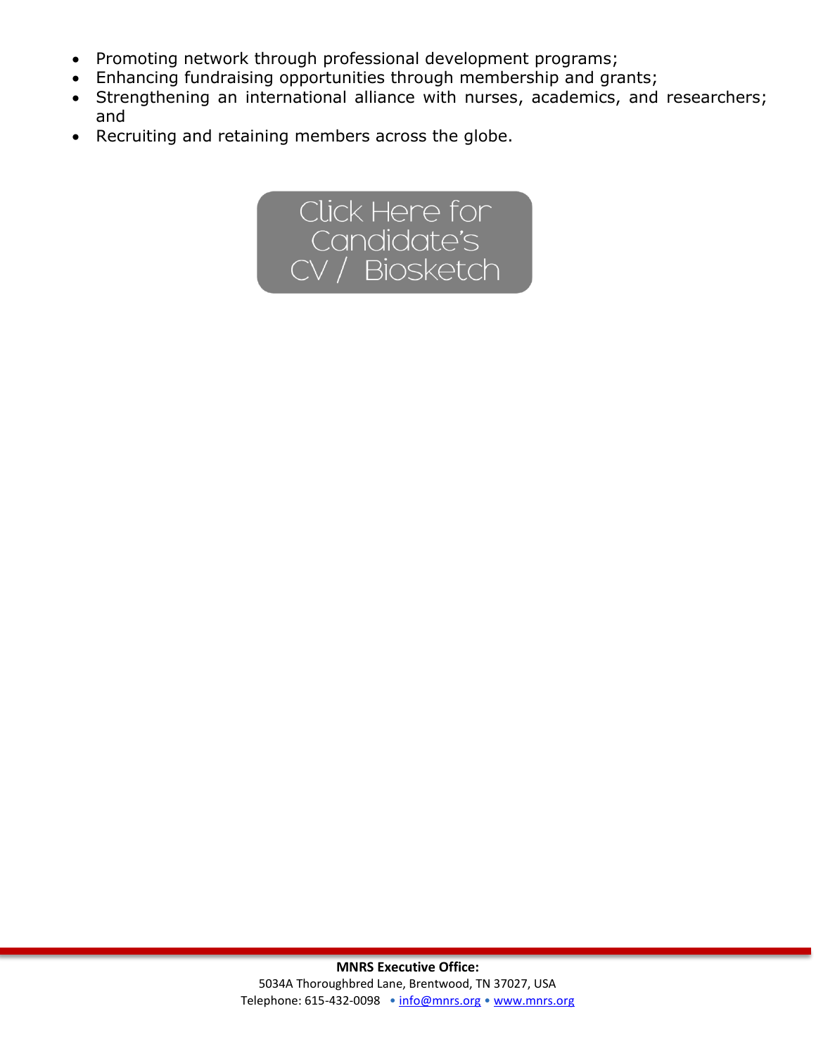- Promoting network through professional development programs;
- Enhancing fundraising opportunities through membership and grants;
- Strengthening an international alliance with nurses, academics, and researchers; and
- Recruiting and retaining members across the globe.

Click Here for Candidate's CV / Biosketch

**MNRS Executive Office:**
5034A Thoroughbred Lane, Brentwood, TN 37027, USA
Telephone: 615-432-0098 • info@mnrs.org • www.mnrs.org